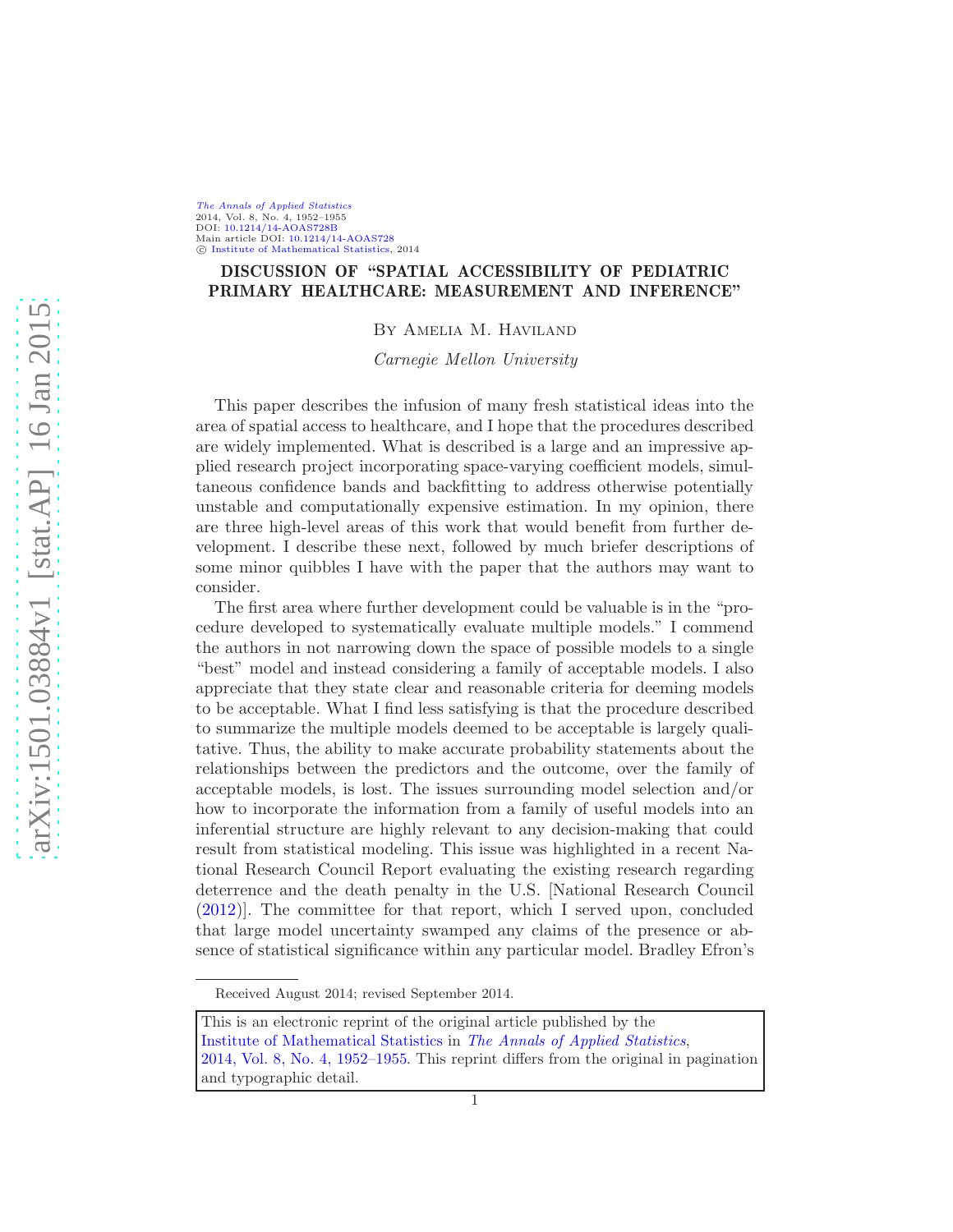# DISCUSSION OF "SPATIAL ACCESSIBILITY OF PEDIATRIC PRIMARY HEALTHCARE: MEASUREMENT AND INFERENCE"

By Amelia M. Haviland

*Carnegie Mellon University*

This paper describes the infusion of many fresh statistical ideas into the area of spatial access to healthcare, and I hope that the procedures described are widely implemented. What is described is a large and an impressive applied research project incorporating space-varying coefficient models, simultaneous confidence bands and backfitting to address otherwise potentially unstable and computationally expensive estimation. In my opinion, there are three high-level areas of this work that would benefit from further development. I describe these next, followed by much briefer descriptions of some minor quibbles I have with the paper that the authors may want to consider.

The first area where further development could be valuable is in the "procedure developed to systematically evaluate multiple models." I commend the authors in not narrowing down the space of possible models to a single "best" model and instead considering a family of acceptable models. I also appreciate that they state clear and reasonable criteria for deeming models to be acceptable. What I find less satisfying is that the procedure described to summarize the multiple models deemed to be acceptable is largely qualitative. Thus, the ability to make accurate probability statements about the relationships between the predictors and the outcome, over the family of acceptable models, is lost. The issues surrounding model selection and/or how to incorporate the information from a family of useful models into an inferential structure are highly relevant to any decision-making that could result from statistical modeling. This issue was highlighted in a recent National Research Council Report evaluating the existing research regarding deterrence and the death penalty in the U.S. [National Research Council (2012)]. The committee for that report, which I served upon, concluded that large model uncertainty swamped any claims of the presence or absence of statistical significance within any particular model. Bradley Efron's

Received August 2014; revised September 2014.

This is an electronic reprint of the original article published by the Institute of Mathematical Statistics in *The Annals of Applied Statistics*, 2014, Vol. 8, No. 4, 1952–1955. This reprint differs from the original in pagination and typographic detail.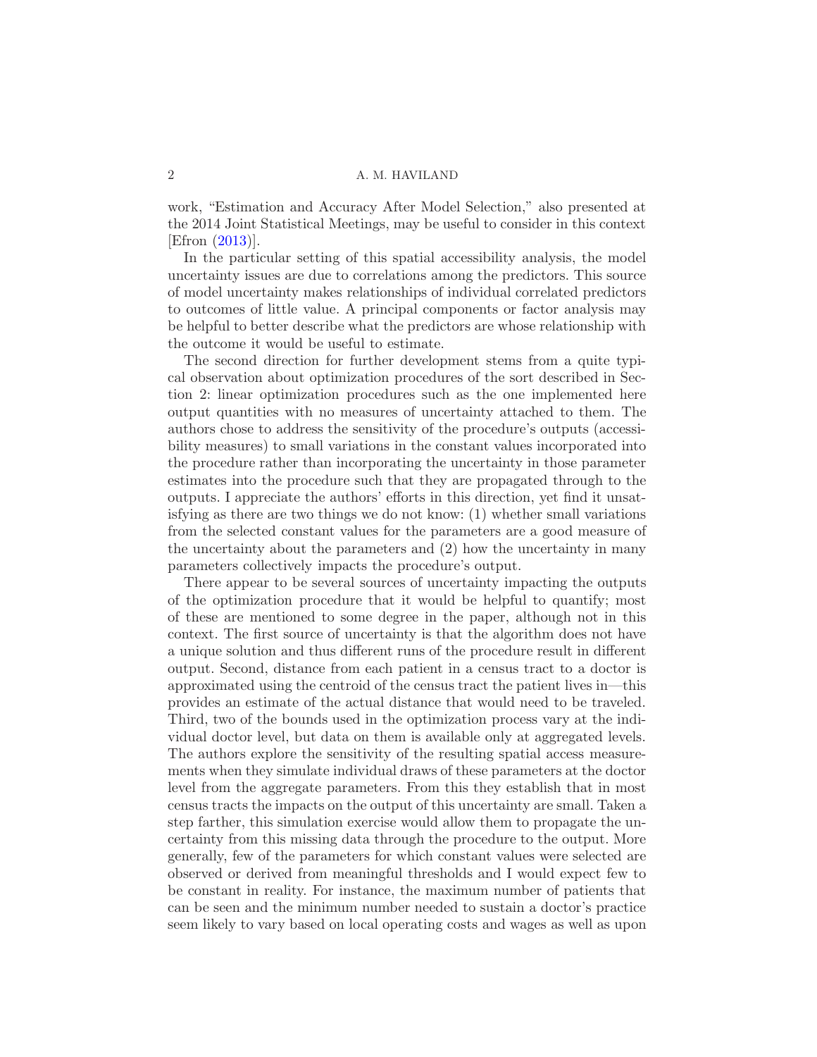work, "Estimation and Accuracy After Model Selection," also presented at the 2014 Joint Statistical Meetings, may be useful to consider in this context [Efron (2013)].

In the particular setting of this spatial accessibility analysis, the model uncertainty issues are due to correlations among the predictors. This source of model uncertainty makes relationships of individual correlated predictors to outcomes of little value. A principal components or factor analysis may be helpful to better describe what the predictors are whose relationship with the outcome it would be useful to estimate.

The second direction for further development stems from a quite typical observation about optimization procedures of the sort described in Section 2: linear optimization procedures such as the one implemented here output quantities with no measures of uncertainty attached to them. The authors chose to address the sensitivity of the procedure's outputs (accessibility measures) to small variations in the constant values incorporated into the procedure rather than incorporating the uncertainty in those parameter estimates into the procedure such that they are propagated through to the outputs. I appreciate the authors' efforts in this direction, yet find it unsatisfying as there are two things we do not know: (1) whether small variations from the selected constant values for the parameters are a good measure of the uncertainty about the parameters and (2) how the uncertainty in many parameters collectively impacts the procedure's output.

There appear to be several sources of uncertainty impacting the outputs of the optimization procedure that it would be helpful to quantify; most of these are mentioned to some degree in the paper, although not in this context. The first source of uncertainty is that the algorithm does not have a unique solution and thus different runs of the procedure result in different output. Second, distance from each patient in a census tract to a doctor is approximated using the centroid of the census tract the patient lives in—this provides an estimate of the actual distance that would need to be traveled. Third, two of the bounds used in the optimization process vary at the individual doctor level, but data on them is available only at aggregated levels. The authors explore the sensitivity of the resulting spatial access measurements when they simulate individual draws of these parameters at the doctor level from the aggregate parameters. From this they establish that in most census tracts the impacts on the output of this uncertainty are small. Taken a step farther, this simulation exercise would allow them to propagate the uncertainty from this missing data through the procedure to the output. More generally, few of the parameters for which constant values were selected are observed or derived from meaningful thresholds and I would expect few to be constant in reality. For instance, the maximum number of patients that can be seen and the minimum number needed to sustain a doctor's practice seem likely to vary based on local operating costs and wages as well as upon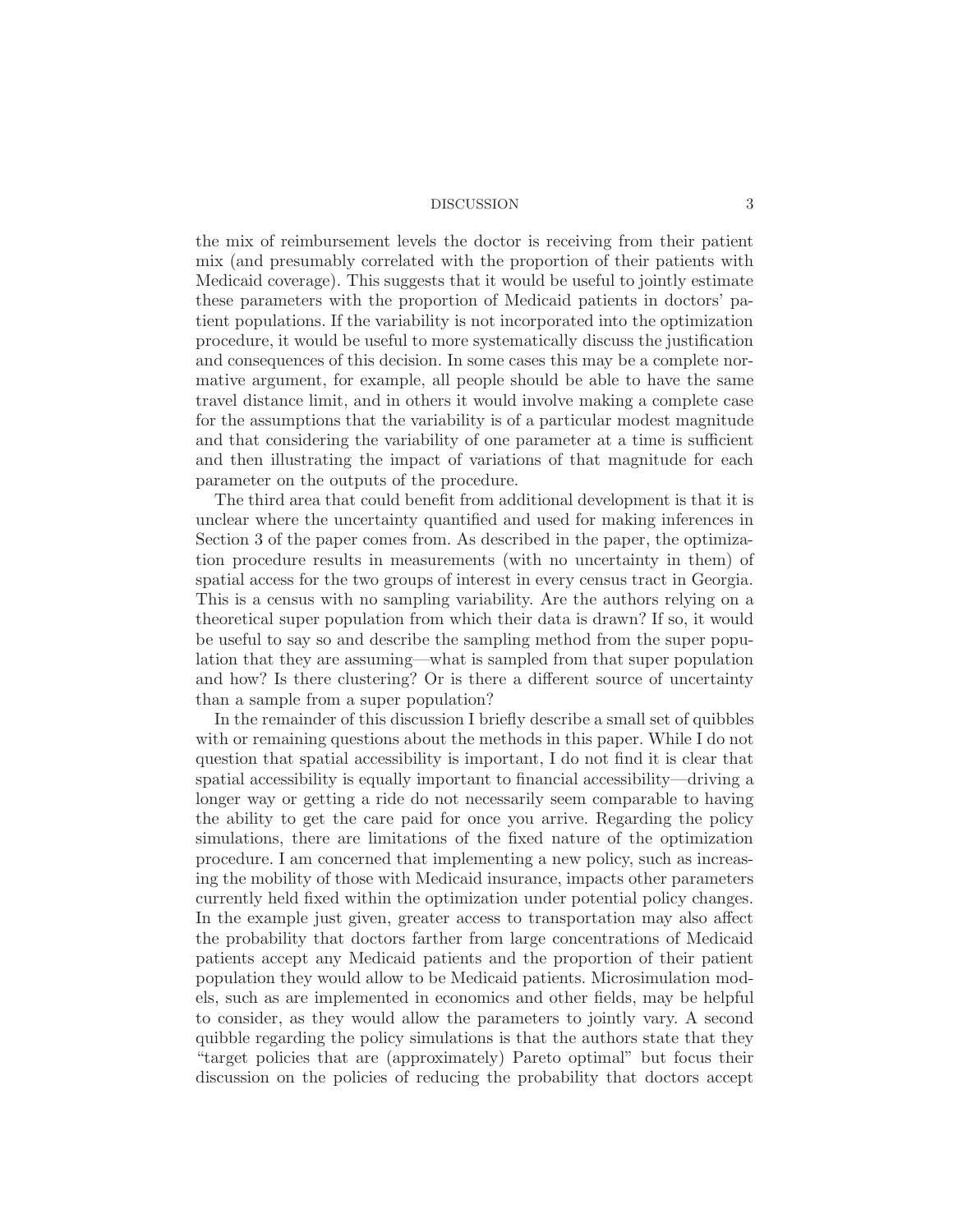the mix of reimbursement levels the doctor is receiving from their patient mix (and presumably correlated with the proportion of their patients with Medicaid coverage). This suggests that it would be useful to jointly estimate these parameters with the proportion of Medicaid patients in doctors' patient populations. If the variability is not incorporated into the optimization procedure, it would be useful to more systematically discuss the justification and consequences of this decision. In some cases this may be a complete normative argument, for example, all people should be able to have the same travel distance limit, and in others it would involve making a complete case for the assumptions that the variability is of a particular modest magnitude and that considering the variability of one parameter at a time is sufficient and then illustrating the impact of variations of that magnitude for each parameter on the outputs of the procedure.

The third area that could benefit from additional development is that it is unclear where the uncertainty quantified and used for making inferences in Section 3 of the paper comes from. As described in the paper, the optimization procedure results in measurements (with no uncertainty in them) of spatial access for the two groups of interest in every census tract in Georgia. This is a census with no sampling variability. Are the authors relying on a theoretical super population from which their data is drawn? If so, it would be useful to say so and describe the sampling method from the super population that they are assuming—what is sampled from that super population and how? Is there clustering? Or is there a different source of uncertainty than a sample from a super population?

In the remainder of this discussion I briefly describe a small set of quibbles with or remaining questions about the methods in this paper. While I do not question that spatial accessibility is important, I do not find it is clear that spatial accessibility is equally important to financial accessibility—driving a longer way or getting a ride do not necessarily seem comparable to having the ability to get the care paid for once you arrive. Regarding the policy simulations, there are limitations of the fixed nature of the optimization procedure. I am concerned that implementing a new policy, such as increasing the mobility of those with Medicaid insurance, impacts other parameters currently held fixed within the optimization under potential policy changes. In the example just given, greater access to transportation may also affect the probability that doctors farther from large concentrations of Medicaid patients accept any Medicaid patients and the proportion of their patient population they would allow to be Medicaid patients. Microsimulation models, such as are implemented in economics and other fields, may be helpful to consider, as they would allow the parameters to jointly vary. A second quibble regarding the policy simulations is that the authors state that they "target policies that are (approximately) Pareto optimal" but focus their discussion on the policies of reducing the probability that doctors accept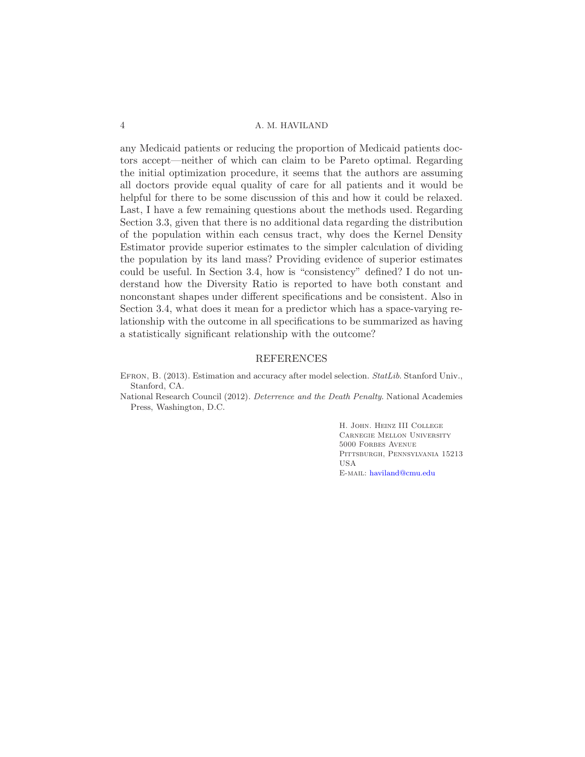any Medicaid patients or reducing the proportion of Medicaid patients doctors accept—neither of which can claim to be Pareto optimal. Regarding the initial optimization procedure, it seems that the authors are assuming all doctors provide equal quality of care for all patients and it would be helpful for there to be some discussion of this and how it could be relaxed. Last, I have a few remaining questions about the methods used. Regarding Section 3.3, given that there is no additional data regarding the distribution of the population within each census tract, why does the Kernel Density Estimator provide superior estimates to the simpler calculation of dividing the population by its land mass? Providing evidence of superior estimates could be useful. In Section 3.4, how is "consistency" defined? I do not understand how the Diversity Ratio is reported to have both constant and nonconstant shapes under different specifications and be consistent. Also in Section 3.4, what does it mean for a predictor which has a space-varying relationship with the outcome in all specifications to be summarized as having a statistically significant relationship with the outcome?

## REFERENCES

Efron, B. (2013). Estimation and accuracy after model selection. *StatLib*. Stanford Univ., Stanford, CA.

National Research Council (2012). *Deterrence and the Death Penalty*. National Academies Press, Washington, D.C.

H. John. Heinz III College
Carnegie Mellon University
5000 Forbes Avenue
Pittsburgh, Pennsylvania 15213
USA
E-mail: haviland@cmu.edu